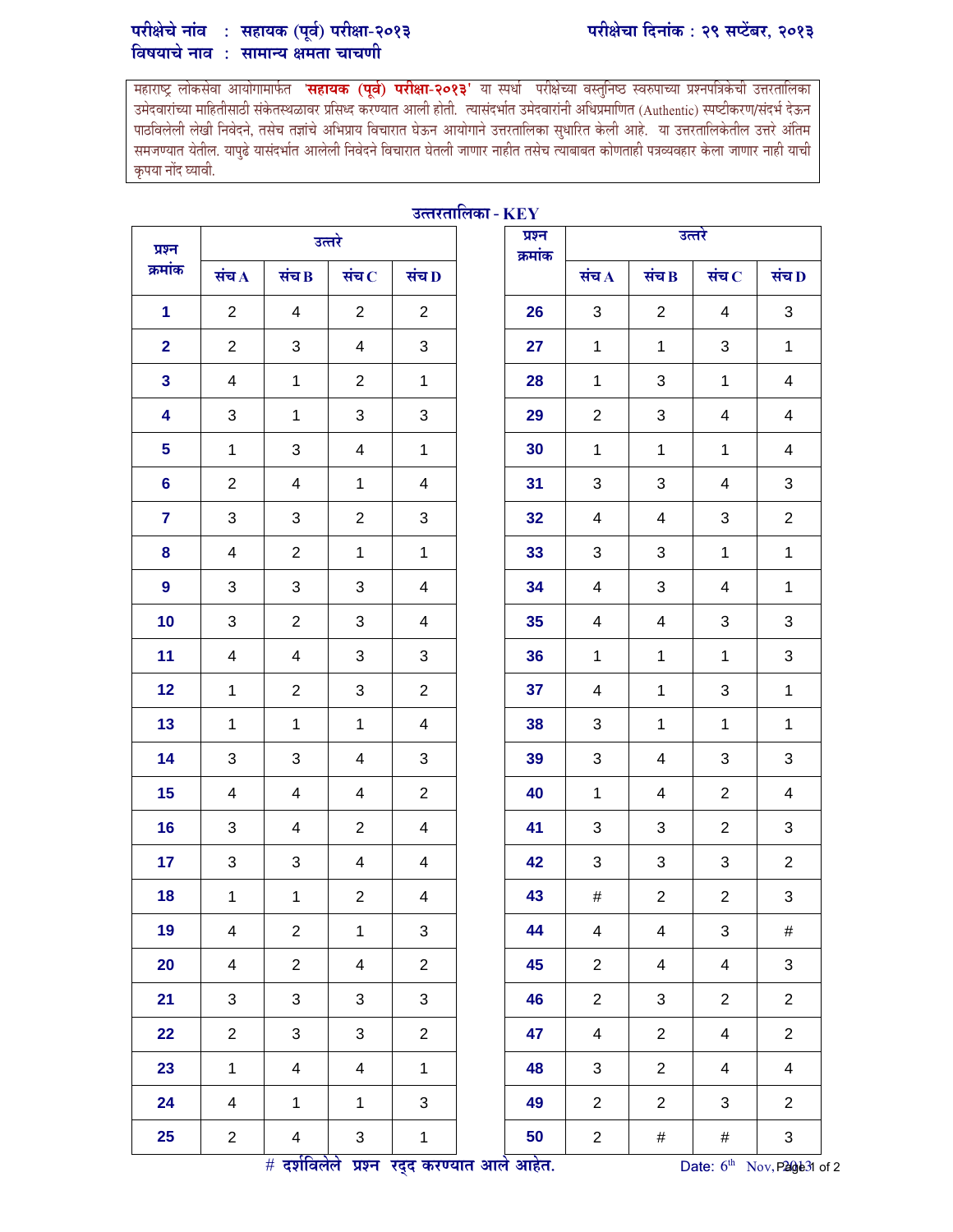**परीक्षेचे नांव : सहायक (पूर्व) परीक्षा-२०१३** | **परीक्षेचा दिनांक : २९ सप्टेंबर, २०१३**

**विषयाचे नाव : सामान्य क्षमता चाचणी**

महाराष्ट्र लोकसेवा आयोगामार्फत **'सहायक (पूर्व) परीक्षा-२०१३'** या स्पर्धा परीक्षेच्या वस्तुनिष्ठ स्वरुपाच्या प्रश्नपत्रिकेची उत्तरतालिका उमेदवारांच्या माहितीसाठी संकेतस्थळावर प्रसिध्द करण्यात आली होती. त्यासंदर्भात उमेदवारांनी अधिप्रमाणित (Authentic) स्पष्टीकरण/संदर्भ देऊन पाठविलेली लेखी निवेदने, तसेच तज्ञांचे अभिप्राय विचारात घेऊन आयोगाने उत्तरतालिका सुधारित केली आहे. या उत्तरतालिकेतील उत्तरे अंतिम समजण्यात येतील. यापुढे यासंदर्भात आलेली निवेदने विचारात घेतली जाणार नाहीत तसेच त्याबाबत कोणताही पत्रव्यवहार केला जाणार नाही याची कृपया नोंद घ्यावी.

## उत्तरतालिका - KEY

| प्रश्न क्रमांक | उत्तरे | | | |
|---|---|---|---|---|
| | संच A | संच B | संच C | संच D |
| 1 | 2 | 4 | 2 | 2 |
| 2 | 2 | 3 | 4 | 3 |
| 3 | 4 | 1 | 2 | 1 |
| 4 | 3 | 1 | 3 | 3 |
| 5 | 1 | 3 | 4 | 1 |
| 6 | 2 | 4 | 1 | 4 |
| 7 | 3 | 3 | 2 | 3 |
| 8 | 4 | 2 | 1 | 1 |
| 9 | 3 | 3 | 3 | 4 |
| 10 | 3 | 2 | 3 | 4 |
| 11 | 4 | 4 | 3 | 3 |
| 12 | 1 | 2 | 3 | 2 |
| 13 | 1 | 1 | 1 | 4 |
| 14 | 3 | 3 | 4 | 3 |
| 15 | 4 | 4 | 4 | 2 |
| 16 | 3 | 4 | 2 | 4 |
| 17 | 3 | 3 | 4 | 4 |
| 18 | 1 | 1 | 2 | 4 |
| 19 | 4 | 2 | 1 | 3 |
| 20 | 4 | 2 | 4 | 2 |
| 21 | 3 | 3 | 3 | 3 |
| 22 | 2 | 3 | 3 | 2 |
| 23 | 1 | 4 | 4 | 1 |
| 24 | 4 | 1 | 1 | 3 |
| 25 | 2 | 4 | 3 | 1 |
| 26 | 3 | 2 | 4 | 3 |
| 27 | 1 | 1 | 3 | 1 |
| 28 | 1 | 3 | 1 | 4 |
| 29 | 2 | 3 | 4 | 4 |
| 30 | 1 | 1 | 1 | 4 |
| 31 | 3 | 3 | 4 | 3 |
| 32 | 4 | 4 | 3 | 2 |
| 33 | 3 | 3 | 1 | 1 |
| 34 | 4 | 3 | 4 | 1 |
| 35 | 4 | 4 | 3 | 3 |
| 36 | 1 | 1 | 1 | 3 |
| 37 | 4 | 1 | 3 | 1 |
| 38 | 3 | 1 | 1 | 1 |
| 39 | 3 | 4 | 3 | 3 |
| 40 | 1 | 4 | 2 | 4 |
| 41 | 3 | 3 | 2 | 3 |
| 42 | 3 | 3 | 3 | 2 |
| 43 | # | 2 | 2 | 3 |
| 44 | 4 | 4 | 3 | # |
| 45 | 2 | 4 | 4 | 3 |
| 46 | 2 | 3 | 2 | 2 |
| 47 | 4 | 2 | 4 | 2 |
| 48 | 3 | 2 | 4 | 4 |
| 49 | 2 | 2 | 3 | 2 |
| 50 | 2 | # | # | 3 |

**# दर्शविलेले प्रश्न रद्द करण्यात आले आहेत.**

Date: 6th Nov, 2013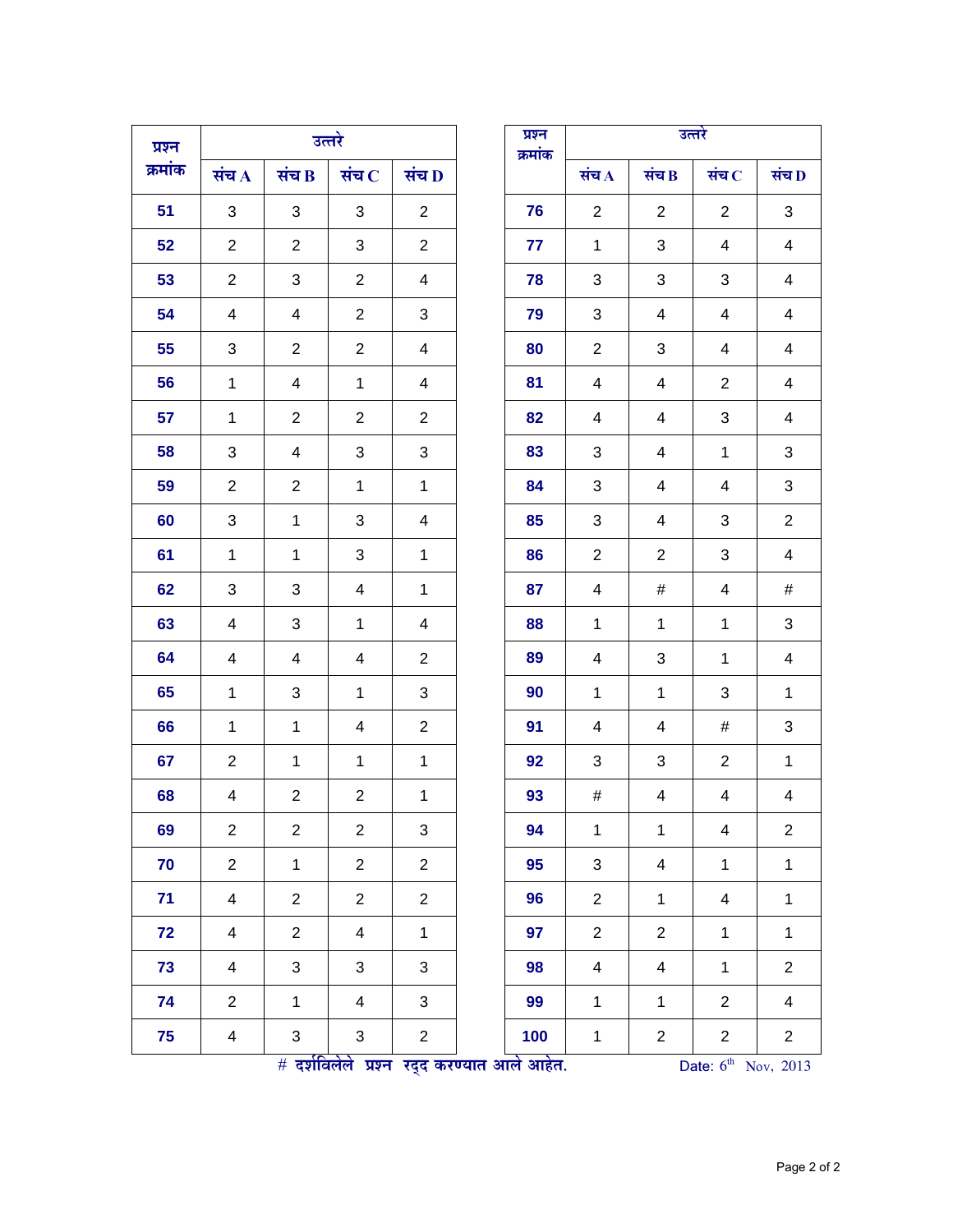| प्रश्न क्रमांक | उत्तरे | | | |
|---|---|---|---|---|
| | संच A | संच B | संच C | संच D |
| 51 | 3 | 3 | 3 | 2 |
| 52 | 2 | 2 | 3 | 2 |
| 53 | 2 | 3 | 2 | 4 |
| 54 | 4 | 4 | 2 | 3 |
| 55 | 3 | 2 | 2 | 4 |
| 56 | 1 | 4 | 1 | 4 |
| 57 | 1 | 2 | 2 | 2 |
| 58 | 3 | 4 | 3 | 3 |
| 59 | 2 | 2 | 1 | 1 |
| 60 | 3 | 1 | 3 | 4 |
| 61 | 1 | 1 | 3 | 1 |
| 62 | 3 | 3 | 4 | 1 |
| 63 | 4 | 3 | 1 | 4 |
| 64 | 4 | 4 | 4 | 2 |
| 65 | 1 | 3 | 1 | 3 |
| 66 | 1 | 1 | 4 | 2 |
| 67 | 2 | 1 | 1 | 1 |
| 68 | 4 | 2 | 2 | 1 |
| 69 | 2 | 2 | 2 | 3 |
| 70 | 2 | 1 | 2 | 2 |
| 71 | 4 | 2 | 2 | 2 |
| 72 | 4 | 2 | 4 | 1 |
| 73 | 4 | 3 | 3 | 3 |
| 74 | 2 | 1 | 4 | 3 |
| 75 | 4 | 3 | 3 | 2 |

| प्रश्न क्रमांक | उत्तरे | | | |
|---|---|---|---|---|
| | संच A | संच B | संच C | संच D |
| 76 | 2 | 2 | 2 | 3 |
| 77 | 1 | 3 | 4 | 4 |
| 78 | 3 | 3 | 3 | 4 |
| 79 | 3 | 4 | 4 | 4 |
| 80 | 2 | 3 | 4 | 4 |
| 81 | 4 | 4 | 2 | 4 |
| 82 | 4 | 4 | 3 | 4 |
| 83 | 3 | 4 | 1 | 3 |
| 84 | 3 | 4 | 4 | 3 |
| 85 | 3 | 4 | 3 | 2 |
| 86 | 2 | 2 | 3 | 4 |
| 87 | 4 | # | 4 | # |
| 88 | 1 | 1 | 1 | 3 |
| 89 | 4 | 3 | 1 | 4 |
| 90 | 1 | 1 | 3 | 1 |
| 91 | 4 | 4 | # | 3 |
| 92 | 3 | 3 | 2 | 1 |
| 93 | # | 4 | 4 | 4 |
| 94 | 1 | 1 | 4 | 2 |
| 95 | 3 | 4 | 1 | 1 |
| 96 | 2 | 1 | 4 | 1 |
| 97 | 2 | 2 | 1 | 1 |
| 98 | 4 | 4 | 1 | 2 |
| 99 | 1 | 1 | 2 | 4 |
| 100 | 1 | 2 | 2 | 2 |

# दर्शविलेले प्रश्न रद्द करण्यात आले आहेत.

Date: 6th Nov, 2013